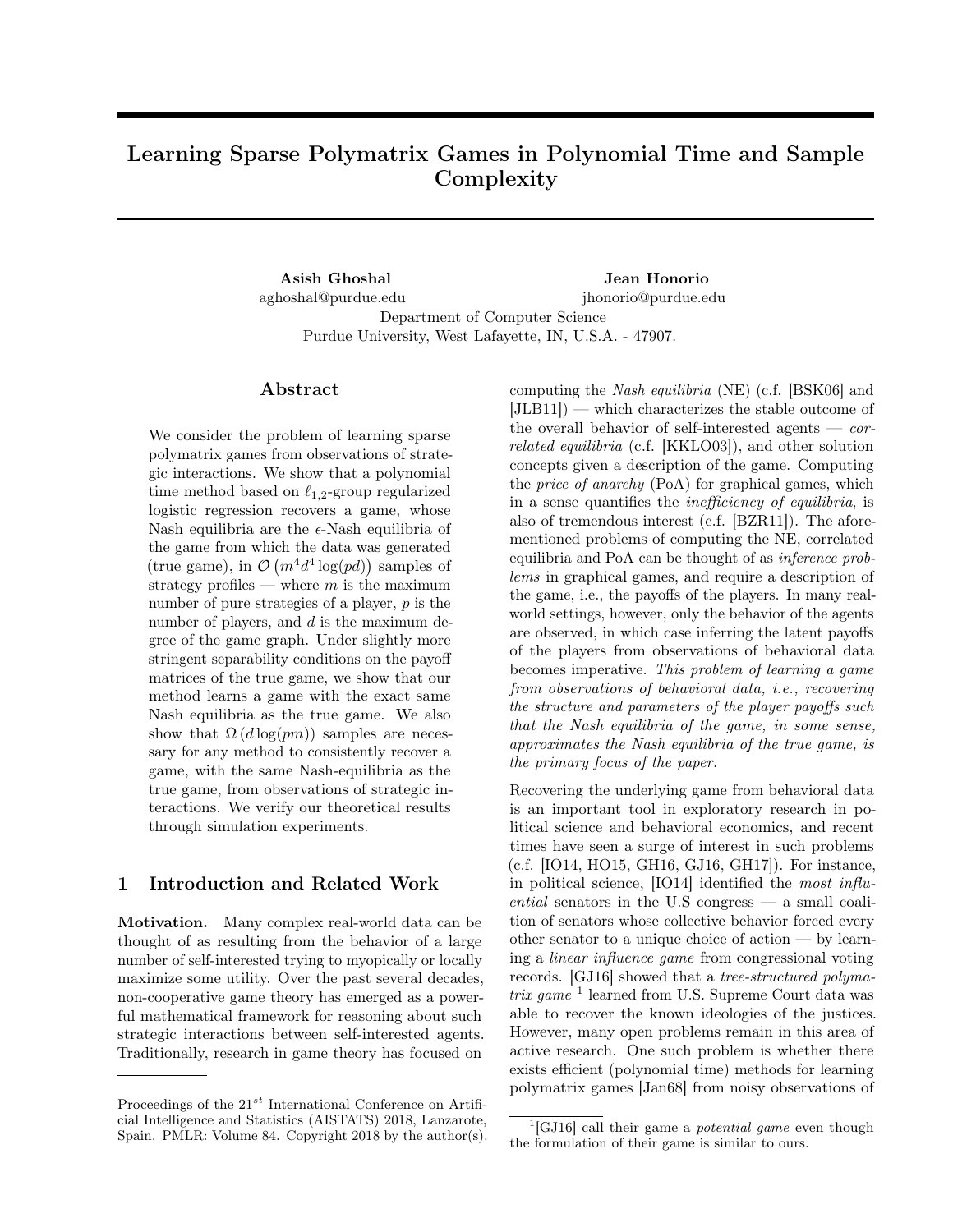# Learning Sparse Polymatrix Games in Polynomial Time and Sample Complexity

**Asish Ghoshal**
aghoshal@purdue.edu

**Jean Honorio**
jhonorio@purdue.edu

Department of Computer Science
Purdue University, West Lafayette, IN, U.S.A. - 47907.

## Abstract

We consider the problem of learning sparse polymatrix games from observations of strategic interactions. We show that a polynomial time method based on $\ell_{1,2}$-group regularized logistic regression recovers a game, whose Nash equilibria are the $\epsilon$-Nash equilibria of the game from which the data was generated (true game), in $\mathcal{O}\left(m^4 d^4 \log(pd)\right)$ samples of strategy profiles — where $m$ is the maximum number of pure strategies of a player, $p$ is the number of players, and $d$ is the maximum degree of the game graph. Under slightly more stringent separability conditions on the payoff matrices of the true game, we show that our method learns a game with the exact same Nash equilibria as the true game. We also show that $\Omega\left(d \log(pm)\right)$ samples are necessary for any method to consistently recover a game, with the same Nash-equilibria as the true game, from observations of strategic interactions. We verify our theoretical results through simulation experiments.

## 1 Introduction and Related Work

**Motivation.** Many complex real-world data can be thought of as resulting from the behavior of a large number of self-interested trying to myopically or locally maximize some utility. Over the past several decades, non-cooperative game theory has emerged as a powerful mathematical framework for reasoning about such strategic interactions between self-interested agents. Traditionally, research in game theory has focused on computing the *Nash equilibria* (NE) (c.f. [BSK06] and [JLB11]) — which characterizes the stable outcome of the overall behavior of self-interested agents — *correlated equilibria* (c.f. [KKLO03]), and other solution concepts given a description of the game. Computing the *price of anarchy* (PoA) for graphical games, which in a sense quantifies the *inefficiency of equilibria*, is also of tremendous interest (c.f. [BZR11]). The aforementioned problems of computing the NE, correlated equilibria and PoA can be thought of as *inference problems* in graphical games, and require a description of the game, i.e., the payoffs of the players. In many real-world settings, however, only the behavior of the agents are observed, in which case inferring the latent payoffs of the players from observations of behavioral data becomes imperative. *This problem of learning a game from observations of behavioral data, i.e., recovering the structure and parameters of the player payoffs such that the Nash equilibria of the game, in some sense, approximates the Nash equilibria of the true game, is the primary focus of the paper.*

Recovering the underlying game from behavioral data is an important tool in exploratory research in political science and behavioral economics, and recent times have seen a surge of interest in such problems (c.f. [IO14, HO15, GH16, GJ16, GH17]). For instance, in political science, [IO14] identified the *most influential* senators in the U.S congress — a small coalition of senators whose collective behavior forced every other senator to a unique choice of action — by learning a *linear influence game* from congressional voting records. [GJ16] showed that a *tree-structured polymatrix game* [1] learned from U.S. Supreme Court data was able to recover the known ideologies of the justices. However, many open problems remain in this area of active research. One such problem is whether there exists efficient (polynomial time) methods for learning polymatrix games [Jan68] from noisy observations of

---

Proceedings of the 21[st] International Conference on Artificial Intelligence and Statistics (AISTATS) 2018, Lanzarote, Spain. PMLR: Volume 84. Copyright 2018 by the author(s).

[1] [GJ16] call their game a *potential game* even though the formulation of their game is similar to ours.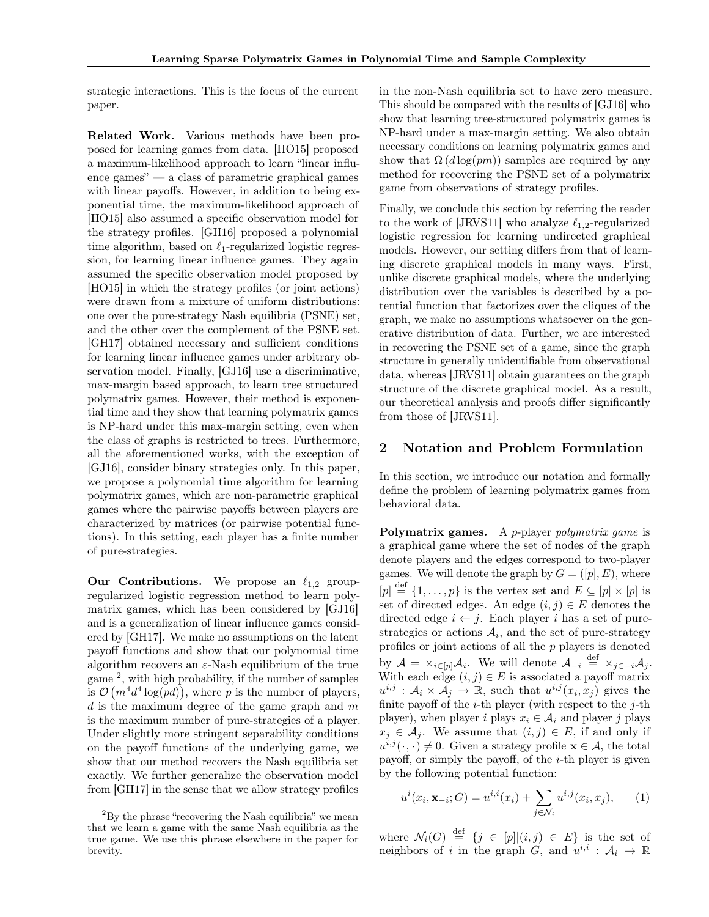strategic interactions. This is the focus of the current paper.

**Related Work.** Various methods have been proposed for learning games from data. [HO15] proposed a maximum-likelihood approach to learn "linear influence games" — a class of parametric graphical games with linear payoffs. However, in addition to being exponential time, the maximum-likelihood approach of [HO15] also assumed a specific observation model for the strategy profiles. [GH16] proposed a polynomial time algorithm, based on $\ell_1$-regularized logistic regression, for learning linear influence games. They again assumed the specific observation model proposed by [HO15] in which the strategy profiles (or joint actions) were drawn from a mixture of uniform distributions: one over the pure-strategy Nash equilibria (PSNE) set, and the other over the complement of the PSNE set. [GH17] obtained necessary and sufficient conditions for learning linear influence games under arbitrary observation model. Finally, [GJ16] use a discriminative, max-margin based approach, to learn tree structured polymatrix games. However, their method is exponential time and they show that learning polymatrix games is NP-hard under this max-margin setting, even when the class of graphs is restricted to trees. Furthermore, all the aforementioned works, with the exception of [GJ16], consider binary strategies only. In this paper, we propose a polynomial time algorithm for learning polymatrix games, which are non-parametric graphical games where the pairwise payoffs between players are characterized by matrices (or pairwise potential functions). In this setting, each player has a finite number of pure-strategies.

**Our Contributions.** We propose an $\ell_{1,2}$ group-regularized logistic regression method to learn polymatrix games, which has been considered by [GJ16] and is a generalization of linear influence games considered by [GH17]. We make no assumptions on the latent payoff functions and show that our polynomial time algorithm recovers an $\varepsilon$-Nash equilibrium of the true game [2], with high probability, if the number of samples is $\mathcal{O}\left(m^4 d^4 \log(pd)\right)$, where $p$ is the number of players, $d$ is the maximum degree of the game graph and $m$ is the maximum number of pure-strategies of a player. Under slightly more stringent separability conditions on the payoff functions of the underlying game, we show that our method recovers the Nash equilibria set exactly. We further generalize the observation model from [GH17] in the sense that we allow strategy profiles in the non-Nash equilibria set to have zero measure. This should be compared with the results of [GJ16] who show that learning tree-structured polymatrix games is NP-hard under a max-margin setting. We also obtain necessary conditions on learning polymatrix games and show that $\Omega\left(d \log(pm)\right)$ samples are required by any method for recovering the PSNE set of a polymatrix game from observations of strategy profiles.

Finally, we conclude this section by referring the reader to the work of [JRVS11] who analyze $\ell_{1,2}$-regularized logistic regression for learning undirected graphical models. However, our setting differs from that of learning discrete graphical models in many ways. First, unlike discrete graphical models, where the underlying distribution over the variables is described by a potential function that factorizes over the cliques of the graph, we make no assumptions whatsoever on the generative distribution of data. Further, we are interested in recovering the PSNE set of a game, since the graph structure in generally unidentifiable from observational data, whereas [JRVS11] obtain guarantees on the graph structure of the discrete graphical model. As a result, our theoretical analysis and proofs differ significantly from those of [JRVS11].

[2] By the phrase "recovering the Nash equilibria" we mean that we learn a game with the same Nash equilibria as the true game. We use this phrase elsewhere in the paper for brevity.

## 2 Notation and Problem Formulation

In this section, we introduce our notation and formally define the problem of learning polymatrix games from behavioral data.

**Polymatrix games.** A $p$-player *polymatrix game* is a graphical game where the set of nodes of the graph denote players and the edges correspond to two-player games. We will denote the graph by $G = ([p], E)$, where $[p] \overset{\text{def}}{=} \{1, \ldots, p\}$ is the vertex set and $E \subseteq [p] \times [p]$ is set of directed edges. An edge $(i, j) \in E$ denotes the directed edge $i \leftarrow j$. Each player $i$ has a set of pure-strategies or actions $\mathcal{A}_i$, and the set of pure-strategy profiles or joint actions of all the $p$ players is denoted by $\mathcal{A} = \times_{i \in [p]} \mathcal{A}_i$. We will denote $\mathcal{A}_{-i} \overset{\text{def}}{=} \times_{j \in -i} \mathcal{A}_j$. With each edge $(i, j) \in E$ is associated a payoff matrix $u^{i,j} : \mathcal{A}_i \times \mathcal{A}_j \to \mathbb{R}$, such that $u^{i,j}(x_i, x_j)$ gives the finite payoff of the $i$-th player (with respect to the $j$-th player), when player $i$ plays $x_i \in \mathcal{A}_i$ and player $j$ plays $x_j \in \mathcal{A}_j$. We assume that $(i, j) \in E$, if and only if $u^{i,j}(\cdot, \cdot) \neq 0$. Given a strategy profile $\mathbf{x} \in \mathcal{A}$, the total payoff, or simply the payoff, of the $i$-th player is given by the following potential function:

$$u^i(x_i, \mathbf{x}_{-i}; G) = u^{i,i}(x_i) + \sum_{j \in \mathcal{N}_i} u^{i,j}(x_i, x_j), \qquad (1)$$

where $\mathcal{N}_i(G) \overset{\text{def}}{=} \{j \in [p] | (i, j) \in E\}$ is the set of neighbors of $i$ in the graph $G$, and $u^{i,i} : \mathcal{A}_i \to \mathbb{R}$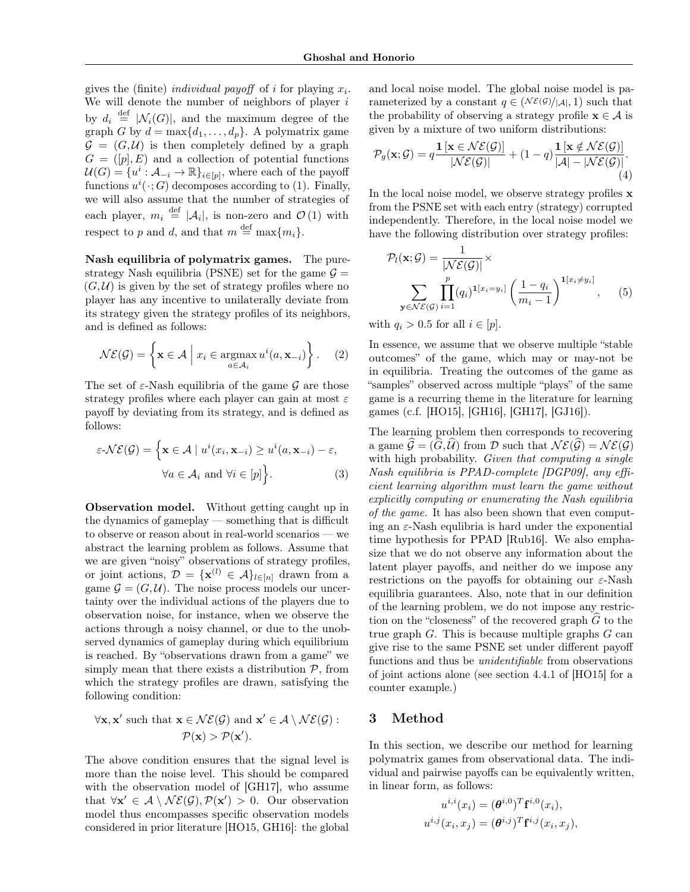gives the (finite) *individual payoff* of $i$ for playing $x_i$. We will denote the number of neighbors of player $i$ by $d_i \stackrel{\text{def}}{=} |\mathcal{N}_i(G)|$, and the maximum degree of the graph $G$ by $d = \max\{d_1, \ldots, d_p\}$. A polymatrix game $\mathcal{G} = (G, \mathcal{U})$ is then completely defined by a graph $G = ([p], E)$ and a collection of potential functions $\mathcal{U}(G) = \{u^i : \mathcal{A}_{-i} \to \mathbb{R}\}_{i \in [p]}$, where each of the payoff functions $u^i(\cdot; G)$ decomposes according to (1). Finally, we will also assume that the number of strategies of each player, $m_i \stackrel{\text{def}}{=} |\mathcal{A}_i|$, is non-zero and $\mathcal{O}(1)$ with respect to $p$ and $d$, and that $m \stackrel{\text{def}}{=} \max\{m_i\}$.

**Nash equilibria of polymatrix games.** The pure-strategy Nash equilibria (PSNE) set for the game $\mathcal{G} = (G, \mathcal{U})$ is given by the set of strategy profiles where no player has any incentive to unilaterally deviate from its strategy given the strategy profiles of its neighbors, and is defined as follows:

$$\mathcal{NE}(\mathcal{G}) = \left\{ \mathbf{x} \in \mathcal{A} \,\middle|\, x_i \in \operatorname*{argmax}_{a \in \mathcal{A}_i} u^i(a, \mathbf{x}_{-i}) \right\}. \quad (2)$$

The set of $\varepsilon$-Nash equilibria of the game $\mathcal{G}$ are those strategy profiles where each player can gain at most $\varepsilon$ payoff by deviating from its strategy, and is defined as follows:

$$\varepsilon\text{-}\mathcal{NE}(\mathcal{G}) = \Big\{ \mathbf{x} \in \mathcal{A} \mid u^i(x_i, \mathbf{x}_{-i}) \geq u^i(a, \mathbf{x}_{-i}) - \varepsilon, \; \forall a \in \mathcal{A}_i \text{ and } \forall i \in [p] \Big\}. \quad (3)$$

**Observation model.** Without getting caught up in the dynamics of gameplay — something that is difficult to observe or reason about in real-world scenarios — we abstract the learning problem as follows. Assume that we are given "noisy" observations of strategy profiles, or joint actions, $\mathcal{D} = \{\mathbf{x}^{(l)} \in \mathcal{A}\}_{l \in [n]}$ drawn from a game $\mathcal{G} = (G, \mathcal{U})$. The noise process models our uncertainty over the individual actions of the players due to observation noise, for instance, when we observe the actions through a noisy channel, or due to the unobserved dynamics of gameplay during which equilibrium is reached. By "observations drawn from a game" we simply mean that there exists a distribution $\mathcal{P}$, from which the strategy profiles are drawn, satisfying the following condition:

$$\forall \mathbf{x}, \mathbf{x}' \text{ such that } \mathbf{x} \in \mathcal{NE}(\mathcal{G}) \text{ and } \mathbf{x}' \in \mathcal{A} \setminus \mathcal{NE}(\mathcal{G}) : \mathcal{P}(\mathbf{x}) > \mathcal{P}(\mathbf{x}').$$

The above condition ensures that the signal level is more than the noise level. This should be compared with the observation model of [GH17], who assume that $\forall \mathbf{x}' \in \mathcal{A} \setminus \mathcal{NE}(\mathcal{G}), \mathcal{P}(\mathbf{x}') > 0$. Our observation model thus encompasses specific observation models considered in prior literature [HO15, GH16]: the global and local noise model. The global noise model is parameterized by a constant $q \in (|\mathcal{NE}(\mathcal{G})|/|\mathcal{A}|, 1)$ such that the probability of observing a strategy profile $\mathbf{x} \in \mathcal{A}$ is given by a mixture of two uniform distributions:

$$\mathcal{P}_g(\mathbf{x}; \mathcal{G}) = q \frac{\mathbf{1}[\mathbf{x} \in \mathcal{NE}(\mathcal{G})]}{|\mathcal{NE}(\mathcal{G})|} + (1 - q) \frac{\mathbf{1}[\mathbf{x} \notin \mathcal{NE}(\mathcal{G})]}{|\mathcal{A}| - |\mathcal{NE}(\mathcal{G})|}. \quad (4)$$

In the local noise model, we observe strategy profiles $\mathbf{x}$ from the PSNE set with each entry (strategy) corrupted independently. Therefore, in the local noise model we have the following distribution over strategy profiles:

$$\mathcal{P}_l(\mathbf{x}; \mathcal{G}) = \frac{1}{|\mathcal{NE}(\mathcal{G})|} \times \sum_{\mathbf{y} \in \mathcal{NE}(\mathcal{G})} \prod_{i=1}^{p} (q_i)^{\mathbf{1}[x_i = y_i]} \left( \frac{1 - q_i}{m_i - 1} \right)^{\mathbf{1}[x_i \neq y_i]}, \quad (5)$$

with $q_i > 0.5$ for all $i \in [p]$.

In essence, we assume that we observe multiple "stable outcomes" of the game, which may or may-not be in equilibria. Treating the outcomes of the game as "samples" observed across multiple "plays" of the same game is a recurring theme in the literature for learning games (c.f. [HO15], [GH16], [GH17], [GJ16]).

The learning problem then corresponds to recovering a game $\widehat{\mathcal{G}} = (\widehat{G}, \widehat{\mathcal{U}})$ from $\mathcal{D}$ such that $\mathcal{NE}(\widehat{\mathcal{G}}) = \mathcal{NE}(\mathcal{G})$ with high probability. *Given that computing a single Nash equilibria is PPAD-complete [DGP09], any efficient learning algorithm must learn the game without explicitly computing or enumerating the Nash equilibria of the game.* It has also been shown that even computing an $\varepsilon$-Nash equlibria is hard under the exponential time hypothesis for PPAD [Rub16]. We also emphasize that we do not observe any information about the latent player payoffs, and neither do we impose any restrictions on the payoffs for obtaining our $\varepsilon$-Nash equilibria guarantees. Also, note that in our definition of the learning problem, we do not impose any restriction on the "closeness" of the recovered graph $\widehat{G}$ to the true graph $G$. This is because multiple graphs $G$ can give rise to the same PSNE set under different payoff functions and thus be *unidentifiable* from observations of joint actions alone (see section 4.4.1 of [HO15] for a counter example.)

## 3 Method

In this section, we describe our method for learning polymatrix games from observational data. The individual and pairwise payoffs can be equivalently written, in linear form, as follows:

$$u^{i,i}(x_i) = (\boldsymbol{\theta}^{i,0})^T \mathbf{f}^{i,0}(x_i),$$
$$u^{i,j}(x_i, x_j) = (\boldsymbol{\theta}^{i,j})^T \mathbf{f}^{i,j}(x_i, x_j),$$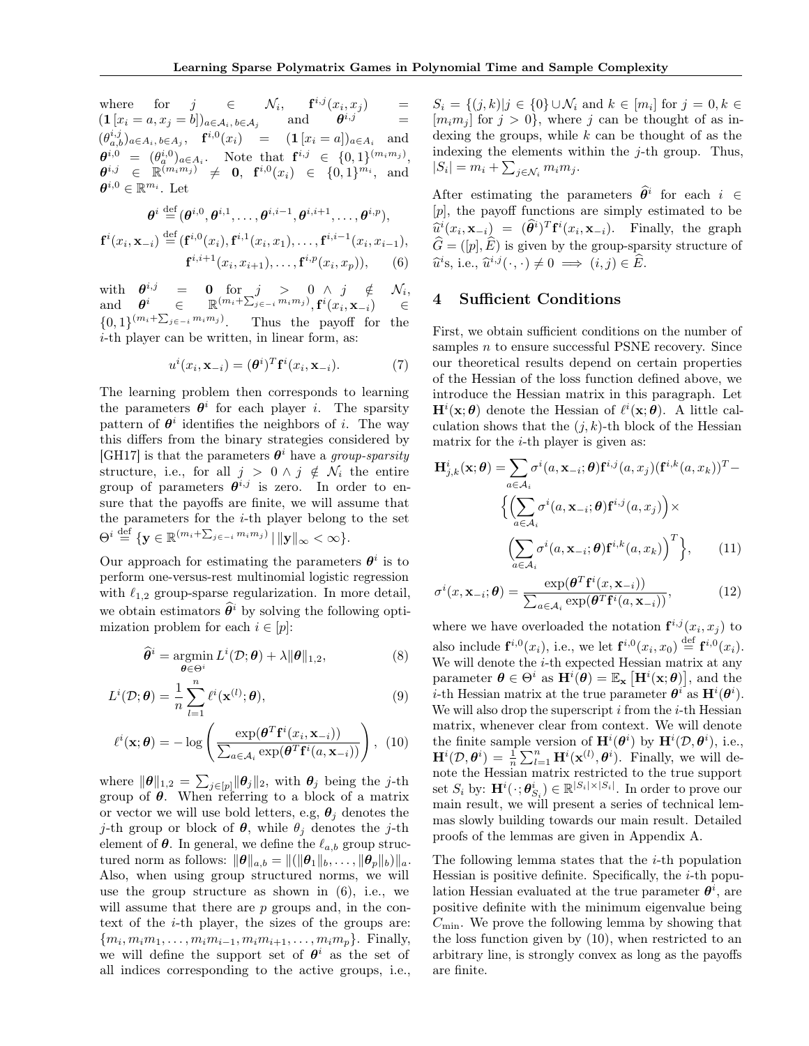where for $j \in \mathcal{N}_i$, $\mathbf{f}^{i,j}(x_i, x_j) = (\mathbf{1}[x_i = a, x_j = b])_{a \in \mathcal{A}_i, b \in \mathcal{A}_j}$ and $\boldsymbol{\theta}^{i,j} = (\theta^{i,j}_{a,b})_{a \in A_i, b \in A_j}$, $\mathbf{f}^{i,0}(x_i) = (\mathbf{1}[x_i = a])_{a \in A_i}$ and $\boldsymbol{\theta}^{i,0} = (\theta^{i,0}_a)_{a \in A_i}$. Note that $\mathbf{f}^{i,j} \in \{0,1\}^{(m_i m_j)}$, $\boldsymbol{\theta}^{i,j} \in \mathbb{R}^{(m_i m_j)} \neq \mathbf{0}$, $\mathbf{f}^{i,0}(x_i) \in \{0,1\}^{m_i}$, and $\boldsymbol{\theta}^{i,0} \in \mathbb{R}^{m_i}$. Let

$$\boldsymbol{\theta}^i \overset{\text{def}}{=} (\boldsymbol{\theta}^{i,0}, \boldsymbol{\theta}^{i,1}, \ldots, \boldsymbol{\theta}^{i,i-1}, \boldsymbol{\theta}^{i,i+1}, \ldots, \boldsymbol{\theta}^{i,p}),$$

$$\mathbf{f}^i(x_i, \mathbf{x}_{-i}) \overset{\text{def}}{=} (\mathbf{f}^{i,0}(x_i), \mathbf{f}^{i,1}(x_i, x_1), \ldots, \mathbf{f}^{i,i-1}(x_i, x_{i-1}), \mathbf{f}^{i,i+1}(x_i, x_{i+1}), \ldots, \mathbf{f}^{i,p}(x_i, x_p)), \quad (6)$$

with $\boldsymbol{\theta}^{i,j} = \mathbf{0}$ for $j > 0 \wedge j \notin \mathcal{N}_i$, and $\boldsymbol{\theta}^i \in \mathbb{R}^{(m_i + \sum_{j \in -i} m_i m_j)}, \mathbf{f}^i(x_i, \mathbf{x}_{-i}) \in \{0,1\}^{(m_i + \sum_{j \in -i} m_i m_j)}$. Thus the payoff for the $i$-th player can be written, in linear form, as:

$$u^i(x_i, \mathbf{x}_{-i}) = (\boldsymbol{\theta}^i)^T \mathbf{f}^i(x_i, \mathbf{x}_{-i}). \quad (7)$$

The learning problem then corresponds to learning the parameters $\boldsymbol{\theta}^i$ for each player $i$. The sparsity pattern of $\boldsymbol{\theta}^i$ identifies the neighbors of $i$. The way this differs from the binary strategies considered by [GH17] is that the parameters $\boldsymbol{\theta}^i$ have a *group-sparsity* structure, i.e., for all $j > 0 \wedge j \notin \mathcal{N}_i$ the entire group of parameters $\boldsymbol{\theta}^{i,j}$ is zero. In order to ensure that the payoffs are finite, we will assume that the parameters for the $i$-th player belong to the set $\Theta^i \overset{\text{def}}{=} \{\mathbf{y} \in \mathbb{R}^{(m_i + \sum_{j \in -i} m_i m_j)} \mid \|\mathbf{y}\|_\infty < \infty\}$.

Our approach for estimating the parameters $\boldsymbol{\theta}^i$ is to perform one-versus-rest multinomial logistic regression with $\ell_{1,2}$ group-sparse regularization. In more detail, we obtain estimators $\widehat{\boldsymbol{\theta}}^i$ by solving the following optimization problem for each $i \in [p]$:

$$\widehat{\boldsymbol{\theta}}^i = \operatorname*{argmin}_{\boldsymbol{\theta} \in \Theta^i} L^i(\mathcal{D}; \boldsymbol{\theta}) + \lambda \|\boldsymbol{\theta}\|_{1,2}, \quad (8)$$

$$L^i(\mathcal{D}; \boldsymbol{\theta}) = \frac{1}{n} \sum_{l=1}^{n} \ell^i(\mathbf{x}^{(l)}; \boldsymbol{\theta}), \quad (9)$$

$$\ell^i(\mathbf{x}; \boldsymbol{\theta}) = -\log\left(\frac{\exp(\boldsymbol{\theta}^T \mathbf{f}^i(x_i, \mathbf{x}_{-i}))}{\sum_{a \in \mathcal{A}_i} \exp(\boldsymbol{\theta}^T \mathbf{f}^i(a, \mathbf{x}_{-i}))}\right), \quad (10)$$

where $\|\boldsymbol{\theta}\|_{1,2} = \sum_{j \in [p]} \|\boldsymbol{\theta}_j\|_2$, with $\boldsymbol{\theta}_j$ being the $j$-th group of $\boldsymbol{\theta}$. When referring to a block of a matrix or vector we will use bold letters, e.g, $\boldsymbol{\theta}_j$ denotes the $j$-th group or block of $\boldsymbol{\theta}$, while $\theta_j$ denotes the $j$-th element of $\boldsymbol{\theta}$. In general, we define the $\ell_{a,b}$ group structured norm as follows: $\|\boldsymbol{\theta}\|_{a,b} = \|(\|\boldsymbol{\theta}_1\|_b, \ldots, \|\boldsymbol{\theta}_p\|_b)\|_a$. Also, when using group structured norms, we will use the group structure as shown in (6), i.e., we will assume that there are $p$ groups and, in the context of the $i$-th player, the sizes of the groups are: $\{m_i, m_i m_1, \ldots, m_i m_{i-1}, m_i m_{i+1}, \ldots, m_i m_p\}$. Finally, we will define the support set of $\boldsymbol{\theta}^i$ as the set of all indices corresponding to the active groups, i.e., $S_i = \{(j,k) | j \in \{0\} \cup \mathcal{N}_i$ and $k \in [m_i]$ for $j = 0, k \in [m_i m_j]$ for $j > 0\}$, where $j$ can be thought of as indexing the groups, while $k$ can be thought of as the indexing the elements within the $j$-th group. Thus, $|S_i| = m_i + \sum_{j \in \mathcal{N}_i} m_i m_j$.

After estimating the parameters $\widehat{\boldsymbol{\theta}}^i$ for each $i \in [p]$, the payoff functions are simply estimated to be $\widehat{u}^i(x_i, \mathbf{x}_{-i}) = (\widehat{\boldsymbol{\theta}}^i)^T \mathbf{f}^i(x_i, \mathbf{x}_{-i})$. Finally, the graph $\widehat{G} = ([p], \widehat{E})$ is given by the group-sparsity structure of $\widehat{u}^i$s, i.e., $\widehat{u}^{i,j}(\cdot, \cdot) \neq 0 \implies (i,j) \in \widehat{E}$.

## 4 Sufficient Conditions

First, we obtain sufficient conditions on the number of samples $n$ to ensure successful PSNE recovery. Since our theoretical results depend on certain properties of the Hessian of the loss function defined above, we introduce the Hessian matrix in this paragraph. Let $\mathbf{H}^i(\mathbf{x}; \boldsymbol{\theta})$ denote the Hessian of $\ell^i(\mathbf{x}; \boldsymbol{\theta})$. A little calculation shows that the $(j,k)$-th block of the Hessian matrix for the $i$-th player is given as:

$$\mathbf{H}^i_{j,k}(\mathbf{x}; \boldsymbol{\theta}) = \sum_{a \in \mathcal{A}_i} \sigma^i(a, \mathbf{x}_{-i}; \boldsymbol{\theta}) \mathbf{f}^{i,j}(a, x_j)(\mathbf{f}^{i,k}(a, x_k))^T - \Big\{ \Big( \sum_{a \in \mathcal{A}_i} \sigma^i(a, \mathbf{x}_{-i}; \boldsymbol{\theta}) \mathbf{f}^{i,j}(a, x_j) \Big) \times \Big( \sum_{a \in \mathcal{A}_i} \sigma^i(a, \mathbf{x}_{-i}; \boldsymbol{\theta}) \mathbf{f}^{i,k}(a, x_k) \Big)^T \Big\}, \quad (11)$$

$$\sigma^i(x, \mathbf{x}_{-i}; \boldsymbol{\theta}) = \frac{\exp(\boldsymbol{\theta}^T \mathbf{f}^i(x, \mathbf{x}_{-i}))}{\sum_{a \in \mathcal{A}_i} \exp(\boldsymbol{\theta}^T \mathbf{f}^i(a, \mathbf{x}_{-i}))}, \quad (12)$$

where we have overloaded the notation $\mathbf{f}^{i,j}(x_i, x_j)$ to also include $\mathbf{f}^{i,0}(x_i)$, i.e., we let $\mathbf{f}^{i,0}(x_i, x_0) \overset{\text{def}}{=} \mathbf{f}^{i,0}(x_i)$. We will denote the $i$-th expected Hessian matrix at any parameter $\boldsymbol{\theta} \in \Theta^i$ as $\mathbf{H}^i(\boldsymbol{\theta}) = \mathbb{E}_{\mathbf{x}}\left[\mathbf{H}^i(\mathbf{x}; \boldsymbol{\theta})\right]$, and the $i$-th Hessian matrix at the true parameter $\boldsymbol{\theta}^i$ as $\mathbf{H}^i(\boldsymbol{\theta}^i)$. We will also drop the superscript $i$ from the $i$-th Hessian matrix, whenever clear from context. We will denote the finite sample version of $\mathbf{H}^i(\boldsymbol{\theta}^i)$ by $\mathbf{H}^i(\mathcal{D}, \boldsymbol{\theta}^i)$, i.e., $\mathbf{H}^i(\mathcal{D}, \boldsymbol{\theta}^i) = \frac{1}{n} \sum_{l=1}^{n} \mathbf{H}^i(\mathbf{x}^{(l)}, \boldsymbol{\theta}^i)$. Finally, we will denote the Hessian matrix restricted to the true support set $S_i$ by: $\mathbf{H}^i(\cdot; \boldsymbol{\theta}^i_{S_i}) \in \mathbb{R}^{|S_i| \times |S_i|}$. In order to prove our main result, we will present a series of technical lemmas slowly building towards our main result. Detailed proofs of the lemmas are given in Appendix A.

The following lemma states that the $i$-th population Hessian is positive definite. Specifically, the $i$-th population Hessian evaluated at the true parameter $\boldsymbol{\theta}^i$, are positive definite with the minimum eigenvalue being $C_{\min}$. We prove the following lemma by showing that the loss function given by (10), when restricted to an arbitrary line, is strongly convex as long as the payoffs are finite.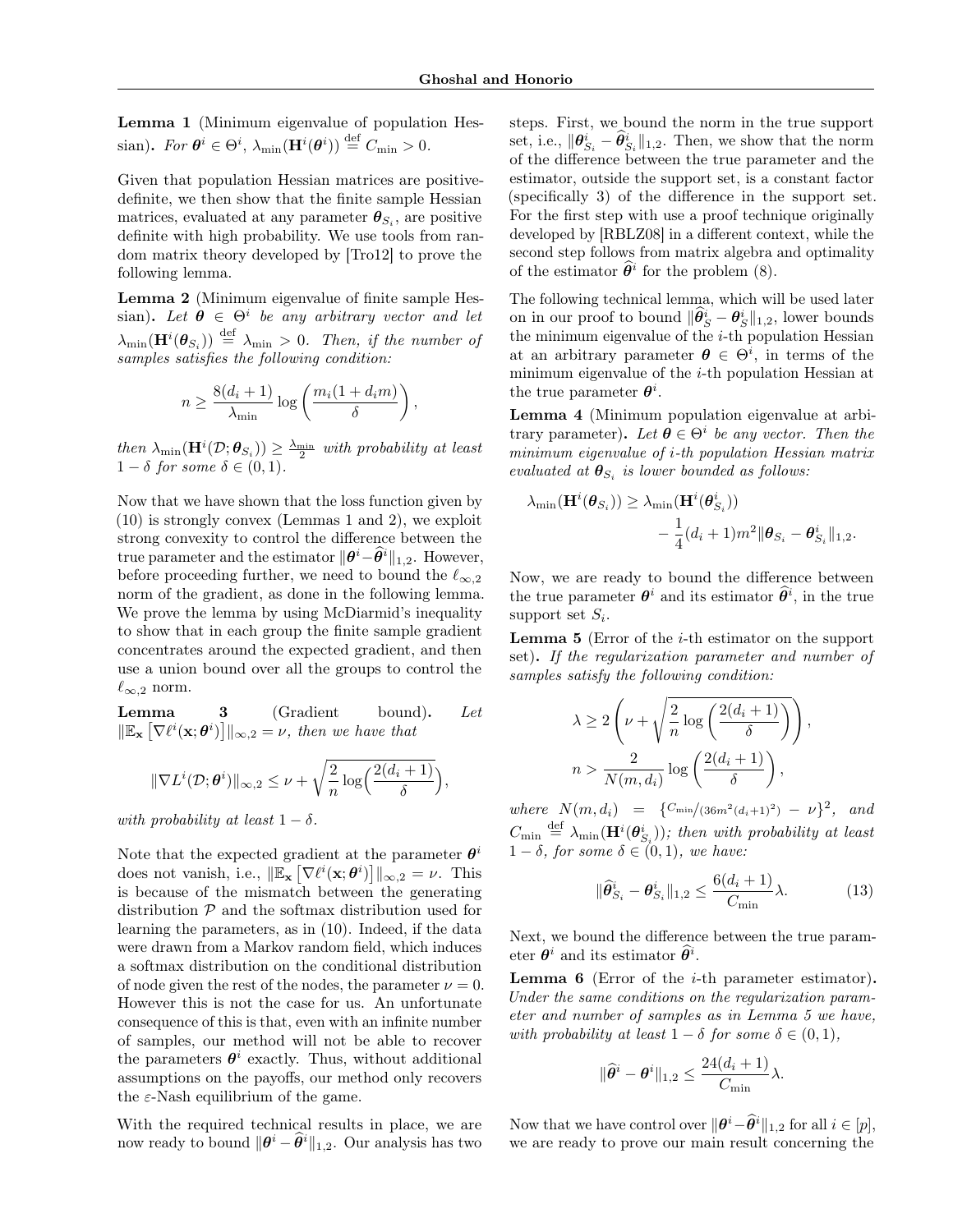**Lemma 1** (Minimum eigenvalue of population Hessian)**.** *For $\boldsymbol{\theta}^i \in \Theta^i$, $\lambda_{\min}(\mathbf{H}^i(\boldsymbol{\theta}^i)) \stackrel{\text{def}}{=} C_{\min} > 0$.*

Given that population Hessian matrices are positive-definite, we then show that the finite sample Hessian matrices, evaluated at any parameter $\boldsymbol{\theta}_{S_i}$, are positive definite with high probability. We use tools from random matrix theory developed by [Tro12] to prove the following lemma.

**Lemma 2** (Minimum eigenvalue of finite sample Hessian)**.** *Let $\boldsymbol{\theta} \in \Theta^i$ be any arbitrary vector and let $\lambda_{\min}(\mathbf{H}^i(\boldsymbol{\theta}_{S_i})) \stackrel{\text{def}}{=} \lambda_{\min} > 0$. Then, if the number of samples satisfies the following condition:*

$$n \geq \frac{8(d_i + 1)}{\lambda_{\min}} \log\left(\frac{m_i(1 + d_i m)}{\delta}\right),$$

*then $\lambda_{\min}(\mathbf{H}^i(\mathcal{D}; \boldsymbol{\theta}_{S_i})) \geq \frac{\lambda_{\min}}{2}$ with probability at least $1 - \delta$ for some $\delta \in (0, 1)$.*

Now that we have shown that the loss function given by (10) is strongly convex (Lemmas 1 and 2), we exploit strong convexity to control the difference between the true parameter and the estimator $\|\boldsymbol{\theta}^i - \widehat{\boldsymbol{\theta}}^i\|_{1,2}$. However, before proceeding further, we need to bound the $\ell_{\infty,2}$ norm of the gradient, as done in the following lemma. We prove the lemma by using McDiarmid's inequality to show that in each group the finite sample gradient concentrates around the expected gradient, and then use a union bound over all the groups to control the $\ell_{\infty,2}$ norm.

**Lemma 3** (Gradient bound)**.** *Let $\|\mathbb{E}_{\mathbf{x}}\left[\nabla \ell^i(\mathbf{x}; \boldsymbol{\theta}^i)\right]\|_{\infty,2} = \nu$, then we have that*

$$\|\nabla L^i(\mathcal{D}; \boldsymbol{\theta}^i)\|_{\infty,2} \leq \nu + \sqrt{\frac{2}{n}\log\Big(\frac{2(d_i+1)}{\delta}\Big)},$$

*with probability at least $1 - \delta$.*

Note that the expected gradient at the parameter $\boldsymbol{\theta}^i$ does not vanish, i.e., $\|\mathbb{E}_{\mathbf{x}}\left[\nabla \ell^i(\mathbf{x}; \boldsymbol{\theta}^i)\right]\|_{\infty,2} = \nu$. This is because of the mismatch between the generating distribution $\mathcal{P}$ and the softmax distribution used for learning the parameters, as in (10). Indeed, if the data were drawn from a Markov random field, which induces a softmax distribution on the conditional distribution of node given the rest of the nodes, the parameter $\nu = 0$. However this is not the case for us. An unfortunate consequence of this is that, even with an infinite number of samples, our method will not be able to recover the parameters $\boldsymbol{\theta}^i$ exactly. Thus, without additional assumptions on the payoffs, our method only recovers the $\varepsilon$-Nash equilibrium of the game.

With the required technical results in place, we are now ready to bound $\|\boldsymbol{\theta}^i - \widehat{\boldsymbol{\theta}}^i\|_{1,2}$. Our analysis has two steps. First, we bound the norm in the true support set, i.e., $\|\boldsymbol{\theta}^i_{S_i} - \widehat{\boldsymbol{\theta}}^i_{S_i}\|_{1,2}$. Then, we show that the norm of the difference between the true parameter and the estimator, outside the support set, is a constant factor (specifically 3) of the difference in the support set. For the first step with use a proof technique originally developed by [RBLZ08] in a different context, while the second step follows from matrix algebra and optimality of the estimator $\widehat{\boldsymbol{\theta}}^i$ for the problem (8).

The following technical lemma, which will be used later on in our proof to bound $\|\widehat{\boldsymbol{\theta}}^i_S - \boldsymbol{\theta}^i_S\|_{1,2}$, lower bounds the minimum eigenvalue of the $i$-th population Hessian at an arbitrary parameter $\boldsymbol{\theta} \in \Theta^i$, in terms of the minimum eigenvalue of the $i$-th population Hessian at the true parameter $\boldsymbol{\theta}^i$.

**Lemma 4** (Minimum population eigenvalue at arbitrary parameter)**.** *Let $\boldsymbol{\theta} \in \Theta^i$ be any vector. Then the minimum eigenvalue of $i$-th population Hessian matrix evaluated at $\boldsymbol{\theta}_{S_i}$ is lower bounded as follows:*

$$\lambda_{\min}(\mathbf{H}^i(\boldsymbol{\theta}_{S_i})) \geq \lambda_{\min}(\mathbf{H}^i(\boldsymbol{\theta}^i_{S_i})) - \frac{1}{4}(d_i + 1)m^2 \|\boldsymbol{\theta}_{S_i} - \boldsymbol{\theta}^i_{S_i}\|_{1,2}.$$

Now, we are ready to bound the difference between the true parameter $\boldsymbol{\theta}^i$ and its estimator $\widehat{\boldsymbol{\theta}}^i$, in the true support set $S_i$.

**Lemma 5** (Error of the $i$-th estimator on the support set)**.** *If the regularization parameter and number of samples satisfy the following condition:*

$$\lambda \geq 2\left(\nu + \sqrt{\frac{2}{n}\log\left(\frac{2(d_i+1)}{\delta}\right)}\right),$$

$$n > \frac{2}{N(m, d_i)} \log\left(\frac{2(d_i+1)}{\delta}\right),$$

*where $N(m, d_i) = \{{C_{\min}}/{(36m^2(d_i+1)^2)} - \nu\}^2$, and $C_{\min} \stackrel{\text{def}}{=} \lambda_{\min}(\mathbf{H}^i(\boldsymbol{\theta}^i_{S_i}))$; then with probability at least $1 - \delta$, for some $\delta \in (0, 1)$, we have:*

$$\|\widehat{\boldsymbol{\theta}}^i_{S_i} - \boldsymbol{\theta}^i_{S_i}\|_{1,2} \leq \frac{6(d_i+1)}{C_{\min}}\lambda. \tag{13}$$

Next, we bound the difference between the true parameter $\boldsymbol{\theta}^i$ and its estimator $\widehat{\boldsymbol{\theta}}^i$.

**Lemma 6** (Error of the $i$-th parameter estimator)**.** *Under the same conditions on the regularization parameter and number of samples as in Lemma 5 we have, with probability at least $1 - \delta$ for some $\delta \in (0, 1)$,*

$$\|\widehat{\boldsymbol{\theta}}^i - \boldsymbol{\theta}^i\|_{1,2} \leq \frac{24(d_i+1)}{C_{\min}}\lambda.$$

Now that we have control over $\|\boldsymbol{\theta}^i - \widehat{\boldsymbol{\theta}}^i\|_{1,2}$ for all $i \in [p]$, we are ready to prove our main result concerning the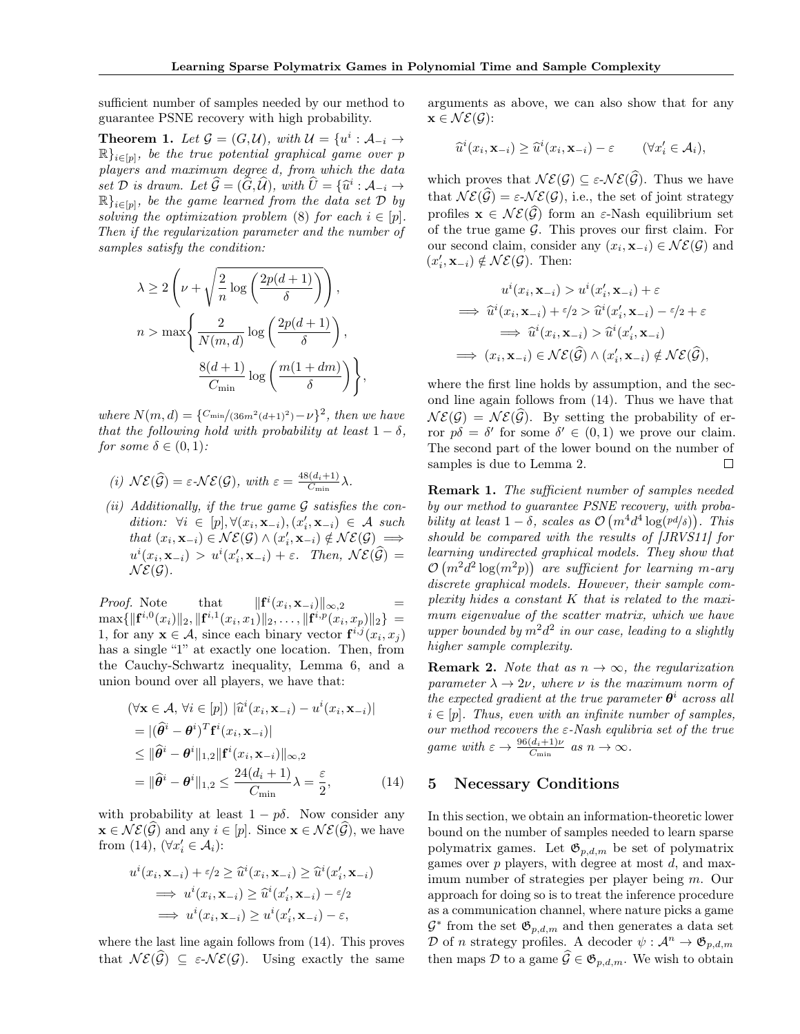sufficient number of samples needed by our method to guarantee PSNE recovery with high probability.

**Theorem 1.** *Let $\mathcal{G} = (G, \mathcal{U})$, with $\mathcal{U} = \{u^i : \mathcal{A}_{-i} \to \mathbb{R}\}_{i \in [p]}$, be the true potential graphical game over $p$ players and maximum degree $d$, from which the data set $\mathcal{D}$ is drawn. Let $\widehat{\mathcal{G}} = (\widehat{G}, \widehat{\mathcal{U}})$, with $\widehat{U} = \{\widehat{u}^i : \mathcal{A}_{-i} \to \mathbb{R}\}_{i \in [p]}$, be the game learned from the data set $\mathcal{D}$ by solving the optimization problem (8) for each $i \in [p]$. Then if the regularization parameter and the number of samples satisfy the condition:*

$$\lambda \geq 2\left(\nu + \sqrt{\frac{2}{n}\log\left(\frac{2p(d+1)}{\delta}\right)}\right),$$

$$n > \max\left\{\frac{2}{N(m,d)}\log\left(\frac{2p(d+1)}{\delta}\right), \frac{8(d+1)}{C_{\min}}\log\left(\frac{m(1+dm)}{\delta}\right)\right\},$$

*where $N(m,d) = \{C_{\min}/(36m^2(d+1)^2) - \nu\}^2$, then we have that the following hold with probability at least $1-\delta$, for some $\delta \in (0,1)$:*

*(i) $\mathcal{NE}(\widehat{\mathcal{G}}) = \varepsilon\text{-}\mathcal{NE}(\mathcal{G})$, with $\varepsilon = \frac{48(d_i+1)}{C_{\min}}\lambda$.*

*(ii) Additionally, if the true game $\mathcal{G}$ satisfies the condition: $\forall i \in [p], \forall (x_i, \mathbf{x}_{-i}), (x_i', \mathbf{x}_{-i}) \in \mathcal{A}$ such that $(x_i, \mathbf{x}_{-i}) \in \mathcal{NE}(\mathcal{G}) \wedge (x_i', \mathbf{x}_{-i}) \notin \mathcal{NE}(\mathcal{G}) \implies u^i(x_i, \mathbf{x}_{-i}) > u^i(x_i', \mathbf{x}_{-i}) + \varepsilon$. Then, $\mathcal{NE}(\widehat{\mathcal{G}}) = \mathcal{NE}(\mathcal{G})$.*

*Proof.* Note that $\|\mathbf{f}^i(x_i, \mathbf{x}_{-i})\|_{\infty,2} = \max\{\|\mathbf{f}^{i,0}(x_i)\|_2, \|\mathbf{f}^{i,1}(x_i, x_1)\|_2, \ldots, \|\mathbf{f}^{i,p}(x_i, x_p)\|_2\} = 1$, for any $\mathbf{x} \in \mathcal{A}$, since each binary vector $\mathbf{f}^{i,j}(x_i, x_j)$ has a single "1" at exactly one location. Then, from the Cauchy-Schwartz inequality, Lemma 6, and a union bound over all players, we have that:

$$\begin{aligned}
&(\forall \mathbf{x} \in \mathcal{A}, \forall i \in [p])\ |\widehat{u}^i(x_i, \mathbf{x}_{-i}) - u^i(x_i, \mathbf{x}_{-i})| \\
&= |(\widehat{\boldsymbol{\theta}}^i - \boldsymbol{\theta}^i)^T \mathbf{f}^i(x_i, \mathbf{x}_{-i})| \\
&\leq \|\widehat{\boldsymbol{\theta}}^i - \boldsymbol{\theta}^i\|_{1,2} \|\mathbf{f}^i(x_i, \mathbf{x}_{-i})\|_{\infty,2} \\
&= \|\widehat{\boldsymbol{\theta}}^i - \boldsymbol{\theta}^i\|_{1,2} \leq \frac{24(d_i+1)}{C_{\min}}\lambda = \frac{\varepsilon}{2},
\end{aligned} \tag{14}$$

with probability at least $1 - p\delta$. Now consider any $\mathbf{x} \in \mathcal{NE}(\widehat{\mathcal{G}})$ and any $i \in [p]$. Since $\mathbf{x} \in \mathcal{NE}(\widehat{\mathcal{G}})$, we have from (14), $(\forall x_i' \in \mathcal{A}_i)$:

$$\begin{aligned}
&u^i(x_i, \mathbf{x}_{-i}) + \varepsilon/2 \geq \widehat{u}^i(x_i, \mathbf{x}_{-i}) \geq \widehat{u}^i(x_i', \mathbf{x}_{-i}) \\
&\implies u^i(x_i, \mathbf{x}_{-i}) \geq \widehat{u}^i(x_i', \mathbf{x}_{-i}) - \varepsilon/2 \\
&\implies u^i(x_i, \mathbf{x}_{-i}) \geq u^i(x_i', \mathbf{x}_{-i}) - \varepsilon,
\end{aligned}$$

where the last line again follows from (14). This proves that $\mathcal{NE}(\widehat{\mathcal{G}}) \subseteq \varepsilon\text{-}\mathcal{NE}(\mathcal{G})$. Using exactly the same arguments as above, we can also show that for any $\mathbf{x} \in \mathcal{NE}(\mathcal{G})$:

$$\widehat{u}^i(x_i, \mathbf{x}_{-i}) \geq \widehat{u}^i(x_i, \mathbf{x}_{-i}) - \varepsilon \qquad (\forall x_i' \in \mathcal{A}_i),$$

which proves that $\mathcal{NE}(\mathcal{G}) \subseteq \varepsilon\text{-}\mathcal{NE}(\widehat{\mathcal{G}})$. Thus we have that $\mathcal{NE}(\widehat{\mathcal{G}}) = \varepsilon\text{-}\mathcal{NE}(\mathcal{G})$, i.e., the set of joint strategy profiles $\mathbf{x} \in \mathcal{NE}(\widehat{\mathcal{G}})$ form an $\varepsilon$-Nash equilibrium set of the true game $\mathcal{G}$. This proves our first claim. For our second claim, consider any $(x_i, \mathbf{x}_{-i}) \in \mathcal{NE}(\mathcal{G})$ and $(x_i', \mathbf{x}_{-i}) \notin \mathcal{NE}(\mathcal{G})$. Then:

$$\begin{aligned}
&u^i(x_i, \mathbf{x}_{-i}) > u^i(x_i', \mathbf{x}_{-i}) + \varepsilon \\
&\implies \widehat{u}^i(x_i, \mathbf{x}_{-i}) + \varepsilon/2 > \widehat{u}^i(x_i', \mathbf{x}_{-i}) - \varepsilon/2 + \varepsilon \\
&\implies \widehat{u}^i(x_i, \mathbf{x}_{-i}) > \widehat{u}^i(x_i', \mathbf{x}_{-i}) \\
&\implies (x_i, \mathbf{x}_{-i}) \in \mathcal{NE}(\widehat{\mathcal{G}}) \wedge (x_i', \mathbf{x}_{-i}) \notin \mathcal{NE}(\widehat{\mathcal{G}}),
\end{aligned}$$

where the first line holds by assumption, and the second line again follows from (14). Thus we have that $\mathcal{NE}(\mathcal{G}) = \mathcal{NE}(\widehat{\mathcal{G}})$. By setting the probability of error $p\delta = \delta'$ for some $\delta' \in (0,1)$ we prove our claim. The second part of the lower bound on the number of samples is due to Lemma 2. $\square$

**Remark 1.** *The sufficient number of samples needed by our method to guarantee PSNE recovery, with probability at least $1-\delta$, scales as $\mathcal{O}\left(m^4 d^4 \log(pd/\delta)\right)$. This should be compared with the results of [JRVS11] for learning undirected graphical models. They show that $\mathcal{O}\left(m^2 d^2 \log(m^2 p)\right)$ are sufficient for learning $m$-ary discrete graphical models. However, their sample complexity hides a constant $K$ that is related to the maximum eigenvalue of the scatter matrix, which we have upper bounded by $m^2 d^2$ in our case, leading to a slightly higher sample complexity.*

**Remark 2.** *Note that as $n \to \infty$, the regularization parameter $\lambda \to 2\nu$, where $\nu$ is the maximum norm of the expected gradient at the true parameter $\boldsymbol{\theta}^i$ across all $i \in [p]$. Thus, even with an infinite number of samples, our method recovers the $\varepsilon$-Nash equlibria set of the true game with $\varepsilon \to \frac{96(d_i+1)\nu}{C_{\min}}$ as $n \to \infty$.*

## 5 Necessary Conditions

In this section, we obtain an information-theoretic lower bound on the number of samples needed to learn sparse polymatrix games. Let $\mathfrak{G}_{p,d,m}$ be set of polymatrix games over $p$ players, with degree at most $d$, and maximum number of strategies per player being $m$. Our approach for doing so is to treat the inference procedure as a communication channel, where nature picks a game $\mathcal{G}^*$ from the set $\mathfrak{G}_{p,d,m}$ and then generates a data set $\mathcal{D}$ of $n$ strategy profiles. A decoder $\psi : \mathcal{A}^n \to \mathfrak{G}_{p,d,m}$ then maps $\mathcal{D}$ to a game $\widehat{\mathcal{G}} \in \mathfrak{G}_{p,d,m}$. We wish to obtain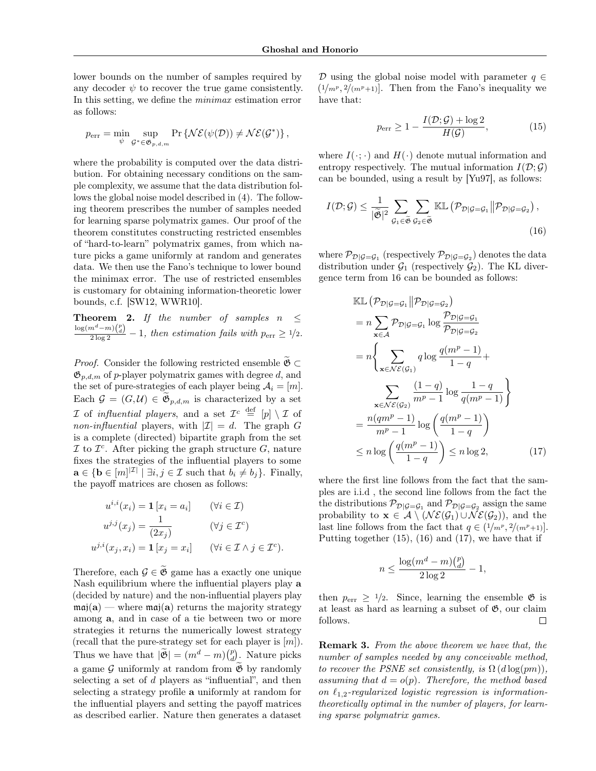lower bounds on the number of samples required by any decoder $\psi$ to recover the true game consistently. In this setting, we define the *minimax* estimation error as follows:

$$p_{\mathrm{err}} = \min_{\psi} \sup_{\mathcal{G}^* \in \mathfrak{G}_{p,d,m}} \Pr\left\{\mathcal{NE}(\psi(\mathcal{D})) \neq \mathcal{NE}(\mathcal{G}^*)\right\},$$

where the probability is computed over the data distribution. For obtaining necessary conditions on the sample complexity, we assume that the data distribution follows the global noise model described in (4). The following theorem prescribes the number of samples needed for learning sparse polymatrix games. Our proof of the theorem constitutes constructing restricted ensembles of "hard-to-learn" polymatrix games, from which nature picks a game uniformly at random and generates data. We then use the Fano's technique to lower bound the minimax error. The use of restricted ensembles is customary for obtaining information-theoretic lower bounds, c.f. [SW12, WWR10].

**Theorem 2.** *If the number of samples $n \leq \frac{\log(m^d - m)\binom{p}{d}}{2\log 2} - 1$, then estimation fails with $p_{\mathrm{err}} \geq 1/2$.*

*Proof.* Consider the following restricted ensemble $\widetilde{\mathfrak{G}} \subset \mathfrak{G}_{p,d,m}$ of $p$-player polymatrix games with degree $d$, and the set of pure-strategies of each player being $\mathcal{A}_i = [m]$. Each $\mathcal{G} = (G, \mathcal{U}) \in \widetilde{\mathfrak{G}}_{p,d,m}$ is characterized by a set $\mathcal{I}$ of *influential players*, and a set $\mathcal{I}^c \stackrel{\text{def}}{=} [p] \setminus \mathcal{I}$ of *non-influential* players, with $|\mathcal{I}| = d$. The graph $G$ is a complete (directed) bipartite graph from the set $\mathcal{I}$ to $\mathcal{I}^c$. After picking the graph structure $G$, nature fixes the strategies of the influential players to some $\mathbf{a} \in \{\mathbf{b} \in [m]^{|\mathcal{I}|} \mid \exists i, j \in \mathcal{I} \text{ such that } b_i \neq b_j\}$. Finally, the payoff matrices are chosen as follows:

$$\begin{aligned}
u^{i,i}(x_i) &= \mathbf{1}\left[x_i = a_i\right] && (\forall i \in \mathcal{I}) \\
u^{j,j}(x_j) &= \frac{1}{(2x_j)} && (\forall j \in \mathcal{I}^c) \\
u^{j,i}(x_j, x_i) &= \mathbf{1}\left[x_j = x_i\right] && (\forall i \in \mathcal{I} \wedge j \in \mathcal{I}^c).
\end{aligned}$$

Therefore, each $\mathcal{G} \in \widetilde{\mathfrak{G}}$ game has a exactly one unique Nash equilibrium where the influential players play $\mathbf{a}$ (decided by nature) and the non-influential players play $\mathfrak{maj}(\mathbf{a})$ — where $\mathfrak{maj}(\mathbf{a})$ returns the majority strategy among $\mathbf{a}$, and in case of a tie between two or more strategies it returns the numerically lowest strategy (recall that the pure-strategy set for each player is $[m]$). Thus we have that $|\widetilde{\mathfrak{G}}| = (m^d - m)\binom{p}{d}$. Nature picks a game $\mathcal{G}$ uniformly at random from $\widetilde{\mathfrak{G}}$ by randomly selecting a set of $d$ players as "influential", and then selecting a strategy profile $\mathbf{a}$ uniformly at random for the influential players and setting the payoff matrices as described earlier. Nature then generates a dataset $\mathcal{D}$ using the global noise model with parameter $q \in (1/m^p, 2/(m^p+1)]$. Then from the Fano's inequality we have that:

$$p_{\mathrm{err}} \geq 1 - \frac{I(\mathcal{D}; \mathcal{G}) + \log 2}{H(\mathcal{G})}, \tag{15}$$

where $I(\cdot;\cdot)$ and $H(\cdot)$ denote mutual information and entropy respectively. The mutual information $I(\mathcal{D}; \mathcal{G})$ can be bounded, using a result by [Yu97], as follows:

$$I(\mathcal{D}; \mathcal{G}) \leq \frac{1}{|\widetilde{\mathfrak{G}}|^2} \sum_{\mathcal{G}_1 \in \widetilde{\mathfrak{G}}} \sum_{\mathcal{G}_2 \in \widetilde{\mathfrak{G}}} \mathbb{KL}\left(\mathcal{P}_{\mathcal{D}|\mathcal{G}=\mathcal{G}_1} \middle\| \mathcal{P}_{\mathcal{D}|\mathcal{G}=\mathcal{G}_2}\right), \tag{16}$$

where $\mathcal{P}_{\mathcal{D}|\mathcal{G}=\mathcal{G}_1}$ (respectively $\mathcal{P}_{\mathcal{D}|\mathcal{G}=\mathcal{G}_2}$) denotes the data distribution under $\mathcal{G}_1$ (respectively $\mathcal{G}_2$). The KL divergence term from 16 can be bounded as follows:

$$\begin{aligned}
&\mathbb{KL}\left(\mathcal{P}_{\mathcal{D}|\mathcal{G}=\mathcal{G}_1} \middle\| \mathcal{P}_{\mathcal{D}|\mathcal{G}=\mathcal{G}_2}\right) \\
&= n \sum_{\mathbf{x} \in \mathcal{A}} \mathcal{P}_{\mathcal{D}|\mathcal{G}=\mathcal{G}_1} \log \frac{\mathcal{P}_{\mathcal{D}|\mathcal{G}=\mathcal{G}_1}}{\mathcal{P}_{\mathcal{D}|\mathcal{G}=\mathcal{G}_2}} \\
&= n \Bigg\{ \sum_{\mathbf{x} \in \mathcal{NE}(\mathcal{G}_1)} q \log \frac{q(m^p - 1)}{1 - q} + \\
&\qquad \sum_{\mathbf{x} \in \mathcal{NE}(\mathcal{G}_2)} \frac{(1-q)}{m^p - 1} \log \frac{1 - q}{q(m^p - 1)} \Bigg\} \\
&= \frac{n(qm^p - 1)}{m^p - 1} \log\left(\frac{q(m^p - 1)}{1 - q}\right) \\
&\leq n \log\left(\frac{q(m^p - 1)}{1 - q}\right) \leq n \log 2,
\end{aligned} \tag{17}$$

where the first line follows from the fact that the samples are i.i.d , the second line follows from the fact the the distributions $\mathcal{P}_{\mathcal{D}|\mathcal{G}=\mathcal{G}_1}$ and $\mathcal{P}_{\mathcal{D}|\mathcal{G}=\mathcal{G}_2}$ assign the same probability to $\mathbf{x} \in \mathcal{A} \setminus (\mathcal{NE}(\mathcal{G}_1) \cup \mathcal{NE}(\mathcal{G}_2))$, and the last line follows from the fact that $q \in (1/m^p, 2/(m^p+1)]$. Putting together (15), (16) and (17), we have that if

$$n \leq \frac{\log(m^d - m)\binom{p}{d}}{2\log 2} - 1,$$

then $p_{\mathrm{err}} \geq 1/2$. Since, learning the ensemble $\mathfrak{G}$ is at least as hard as learning a subset of $\mathfrak{G}$, our claim follows. ◻

**Remark 3.** *From the above theorem we have that, the number of samples needed by any conceivable method, to recover the PSNE set consistently, is $\Omega\left(d\log(pm)\right)$, assuming that $d = o(p)$. Therefore, the method based on $\ell_{1,2}$-regularized logistic regression is information-theoretically optimal in the number of players, for learning sparse polymatrix games.*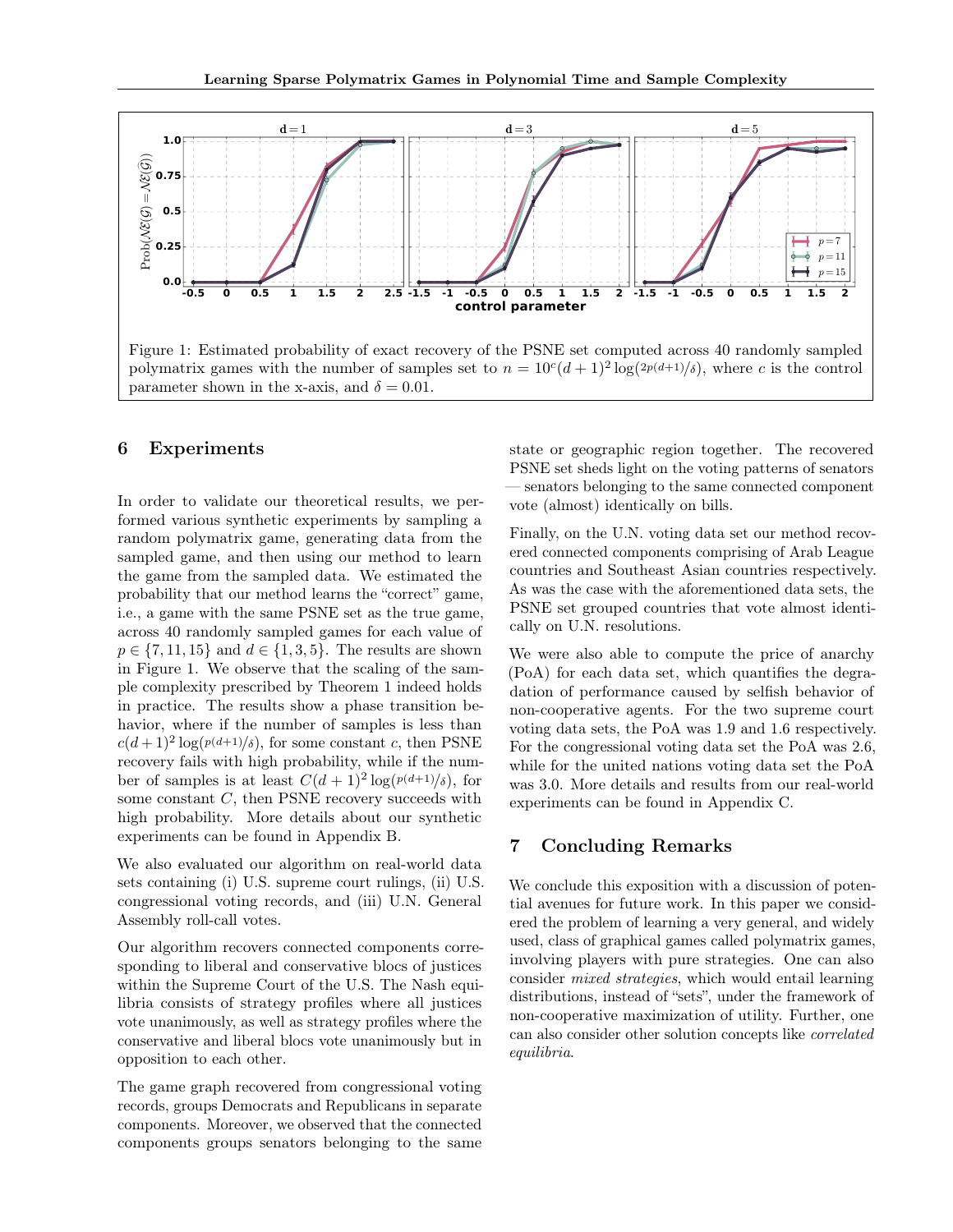Figure 1: Estimated probability of exact recovery of the PSNE set computed across 40 randomly sampled polymatrix games with the number of samples set to $n = 10^c (d+1)^2 \log(2p(d+1)/\delta)$, where $c$ is the control parameter shown in the x-axis, and $\delta = 0.01$.

## 6 Experiments

In order to validate our theoretical results, we performed various synthetic experiments by sampling a random polymatrix game, generating data from the sampled game, and then using our method to learn the game from the sampled data. We estimated the probability that our method learns the "correct" game, i.e., a game with the same PSNE set as the true game, across 40 randomly sampled games for each value of $p \in \{7, 11, 15\}$ and $d \in \{1, 3, 5\}$. The results are shown in Figure 1. We observe that the scaling of the sample complexity prescribed by Theorem 1 indeed holds in practice. The results show a phase transition behavior, where if the number of samples is less than $c(d+1)^2 \log(p(d+1)/\delta)$, for some constant $c$, then PSNE recovery fails with high probability, while if the number of samples is at least $C(d+1)^2 \log(p(d+1)/\delta)$, for some constant $C$, then PSNE recovery succeeds with high probability. More details about our synthetic experiments can be found in Appendix B.

We also evaluated our algorithm on real-world data sets containing (i) U.S. supreme court rulings, (ii) U.S. congressional voting records, and (iii) U.N. General Assembly roll-call votes.

Our algorithm recovers connected components corresponding to liberal and conservative blocs of justices within the Supreme Court of the U.S. The Nash equilibria consists of strategy profiles where all justices vote unanimously, as well as strategy profiles where the conservative and liberal blocs vote unanimously but in opposition to each other.

The game graph recovered from congressional voting records, groups Democrats and Republicans in separate components. Moreover, we observed that the connected components groups senators belonging to the same state or geographic region together. The recovered PSNE set sheds light on the voting patterns of senators — senators belonging to the same connected component vote (almost) identically on bills.

Finally, on the U.N. voting data set our method recovered connected components comprising of Arab League countries and Southeast Asian countries respectively. As was the case with the aforementioned data sets, the PSNE set grouped countries that vote almost identically on U.N. resolutions.

We were also able to compute the price of anarchy (PoA) for each data set, which quantifies the degradation of performance caused by selfish behavior of non-cooperative agents. For the two supreme court voting data sets, the PoA was 1.9 and 1.6 respectively. For the congressional voting data set the PoA was 2.6, while for the united nations voting data set the PoA was 3.0. More details and results from our real-world experiments can be found in Appendix C.

## 7 Concluding Remarks

We conclude this exposition with a discussion of potential avenues for future work. In this paper we considered the problem of learning a very general, and widely used, class of graphical games called polymatrix games, involving players with pure strategies. One can also consider *mixed strategies*, which would entail learning distributions, instead of "sets", under the framework of non-cooperative maximization of utility. Further, one can also consider other solution concepts like *correlated equilibria*.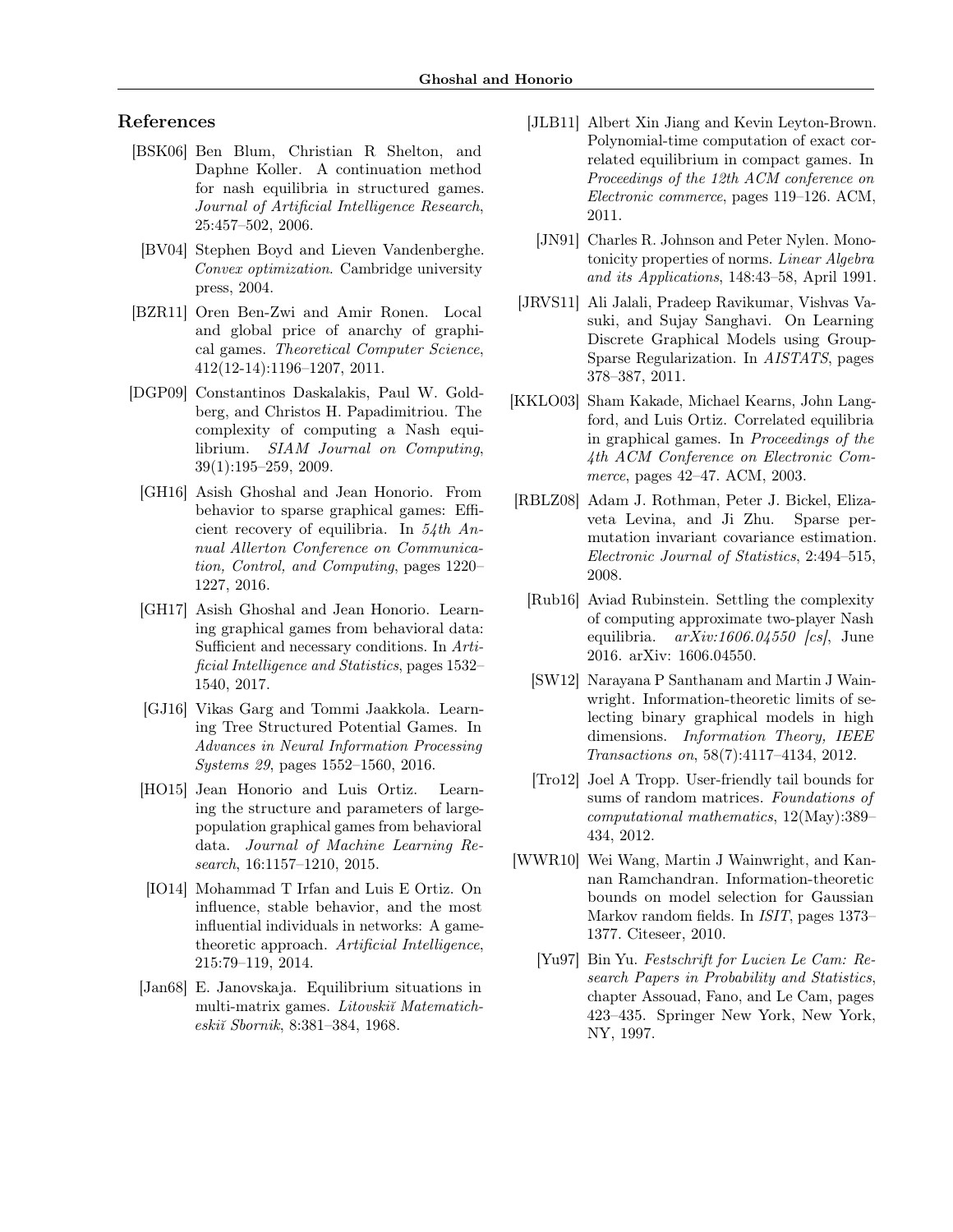## References

[BSK06] Ben Blum, Christian R Shelton, and Daphne Koller. A continuation method for nash equilibria in structured games. *Journal of Artificial Intelligence Research*, 25:457–502, 2006.

[BV04] Stephen Boyd and Lieven Vandenberghe. *Convex optimization*. Cambridge university press, 2004.

[BZR11] Oren Ben-Zwi and Amir Ronen. Local and global price of anarchy of graphical games. *Theoretical Computer Science*, 412(12-14):1196–1207, 2011.

[DGP09] Constantinos Daskalakis, Paul W. Goldberg, and Christos H. Papadimitriou. The complexity of computing a Nash equilibrium. *SIAM Journal on Computing*, 39(1):195–259, 2009.

[GH16] Asish Ghoshal and Jean Honorio. From behavior to sparse graphical games: Efficient recovery of equilibria. In *54th Annual Allerton Conference on Communication, Control, and Computing*, pages 1220–1227, 2016.

[GH17] Asish Ghoshal and Jean Honorio. Learning graphical games from behavioral data: Sufficient and necessary conditions. In *Artificial Intelligence and Statistics*, pages 1532–1540, 2017.

[GJ16] Vikas Garg and Tommi Jaakkola. Learning Tree Structured Potential Games. In *Advances in Neural Information Processing Systems 29*, pages 1552–1560, 2016.

[HO15] Jean Honorio and Luis Ortiz. Learning the structure and parameters of large-population graphical games from behavioral data. *Journal of Machine Learning Research*, 16:1157–1210, 2015.

[IO14] Mohammad T Irfan and Luis E Ortiz. On influence, stable behavior, and the most influential individuals in networks: A game-theoretic approach. *Artificial Intelligence*, 215:79–119, 2014.

[Jan68] E. Janovskaja. Equilibrium situations in multi-matrix games. *Litovskiĭ Matematicheskiĭ Sbornik*, 8:381–384, 1968.

[JLB11] Albert Xin Jiang and Kevin Leyton-Brown. Polynomial-time computation of exact correlated equilibrium in compact games. In *Proceedings of the 12th ACM conference on Electronic commerce*, pages 119–126. ACM, 2011.

[JN91] Charles R. Johnson and Peter Nylen. Monotonicity properties of norms. *Linear Algebra and its Applications*, 148:43–58, April 1991.

[JRVS11] Ali Jalali, Pradeep Ravikumar, Vishvas Vasuki, and Sujay Sanghavi. On Learning Discrete Graphical Models using Group-Sparse Regularization. In *AISTATS*, pages 378–387, 2011.

[KKLO03] Sham Kakade, Michael Kearns, John Langford, and Luis Ortiz. Correlated equilibria in graphical games. In *Proceedings of the 4th ACM Conference on Electronic Commerce*, pages 42–47. ACM, 2003.

[RBLZ08] Adam J. Rothman, Peter J. Bickel, Elizaveta Levina, and Ji Zhu. Sparse permutation invariant covariance estimation. *Electronic Journal of Statistics*, 2:494–515, 2008.

[Rub16] Aviad Rubinstein. Settling the complexity of computing approximate two-player Nash equilibria. *arXiv:1606.04550 [cs]*, June 2016. arXiv: 1606.04550.

[SW12] Narayana P Santhanam and Martin J Wainwright. Information-theoretic limits of selecting binary graphical models in high dimensions. *Information Theory, IEEE Transactions on*, 58(7):4117–4134, 2012.

[Tro12] Joel A Tropp. User-friendly tail bounds for sums of random matrices. *Foundations of computational mathematics*, 12(May):389–434, 2012.

[WWR10] Wei Wang, Martin J Wainwright, and Kannan Ramchandran. Information-theoretic bounds on model selection for Gaussian Markov random fields. In *ISIT*, pages 1373–1377. Citeseer, 2010.

[Yu97] Bin Yu. *Festschrift for Lucien Le Cam: Research Papers in Probability and Statistics*, chapter Assouad, Fano, and Le Cam, pages 423–435. Springer New York, New York, NY, 1997.